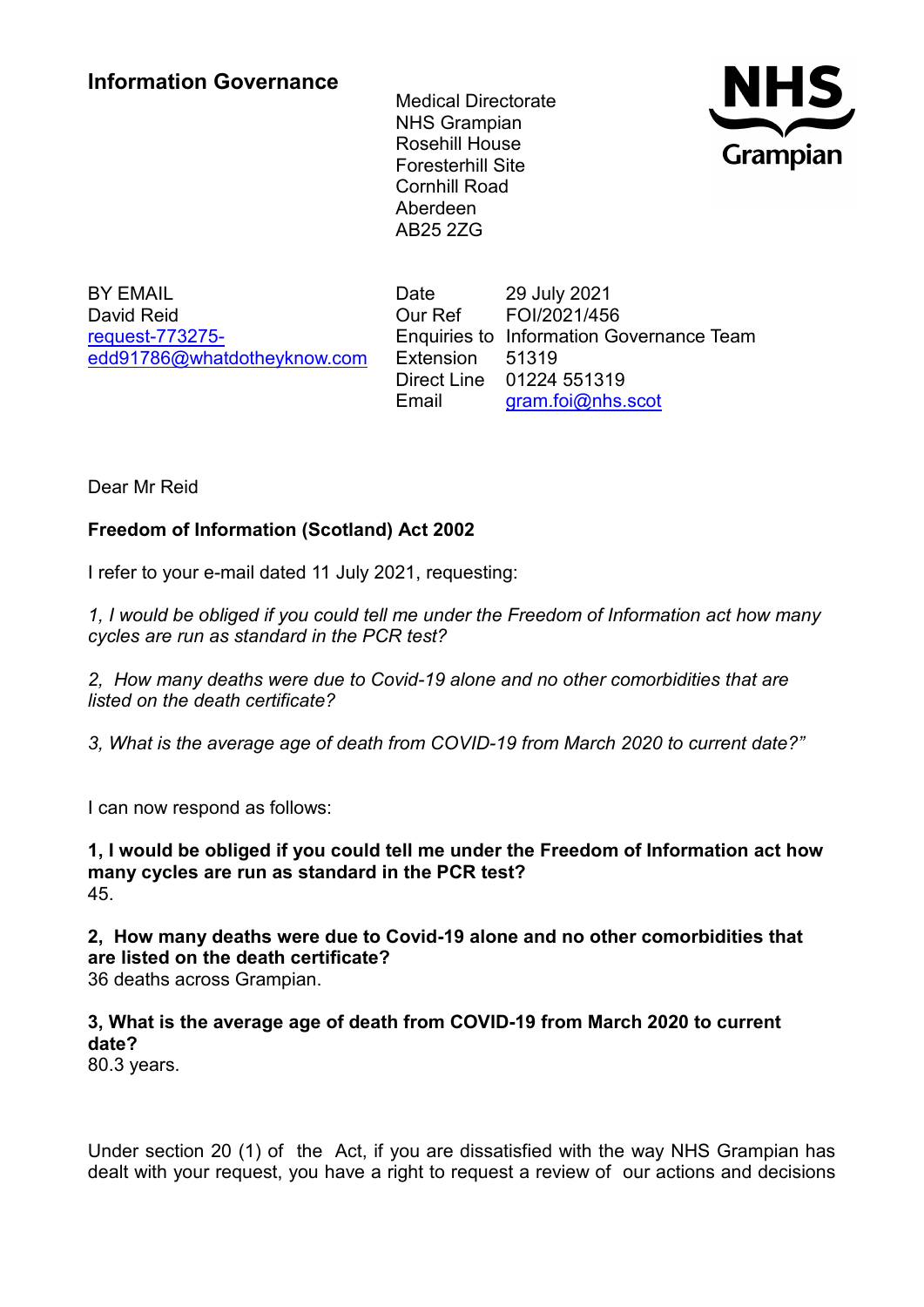**Information Governance**

Medical Directorate
NHS Grampian
Rosehill House
Foresterhill Site
Cornhill Road
Aberdeen
AB25 2ZG

NHS Grampian

BY EMAIL
David Reid
request-773275-edd91786@whatdotheyknow.com

| | |
|---|---|
| Date | 29 July 2021 |
| Our Ref | FOI/2021/456 |
| Enquiries to | Information Governance Team |
| Extension | 51319 |
| Direct Line | 01224 551319 |
| Email | gram.foi@nhs.scot |

Dear Mr Reid

**Freedom of Information (Scotland) Act 2002**

I refer to your e-mail dated 11 July 2021, requesting:

*1, I would be obliged if you could tell me under the Freedom of Information act how many cycles are run as standard in the PCR test?*

*2, How many deaths were due to Covid-19 alone and no other comorbidities that are listed on the death certificate?*

*3, What is the average age of death from COVID-19 from March 2020 to current date?"*

I can now respond as follows:

**1, I would be obliged if you could tell me under the Freedom of Information act how many cycles are run as standard in the PCR test?**
45.

**2, How many deaths were due to Covid-19 alone and no other comorbidities that are listed on the death certificate?**
36 deaths across Grampian.

**3, What is the average age of death from COVID-19 from March 2020 to current date?**
80.3 years.

Under section 20 (1) of the Act, if you are dissatisfied with the way NHS Grampian has dealt with your request, you have a right to request a review of our actions and decisions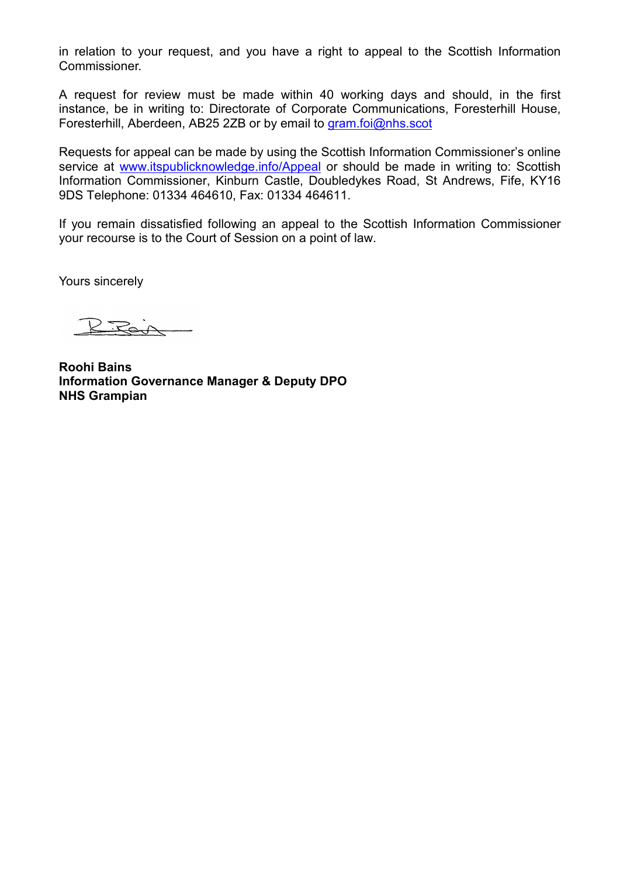in relation to your request, and you have a right to appeal to the Scottish Information Commissioner.

A request for review must be made within 40 working days and should, in the first instance, be in writing to: Directorate of Corporate Communications, Foresterhill House, Foresterhill, Aberdeen, AB25 2ZB or by email to gram.foi@nhs.scot

Requests for appeal can be made by using the Scottish Information Commissioner's online service at www.itspublicknowledge.info/Appeal or should be made in writing to: Scottish Information Commissioner, Kinburn Castle, Doubledykes Road, St Andrews, Fife, KY16 9DS Telephone: 01334 464610, Fax: 01334 464611.

If you remain dissatisfied following an appeal to the Scottish Information Commissioner your recourse is to the Court of Session on a point of law.

Yours sincerely

**Roohi Bains**
**Information Governance Manager & Deputy DPO**
**NHS Grampian**